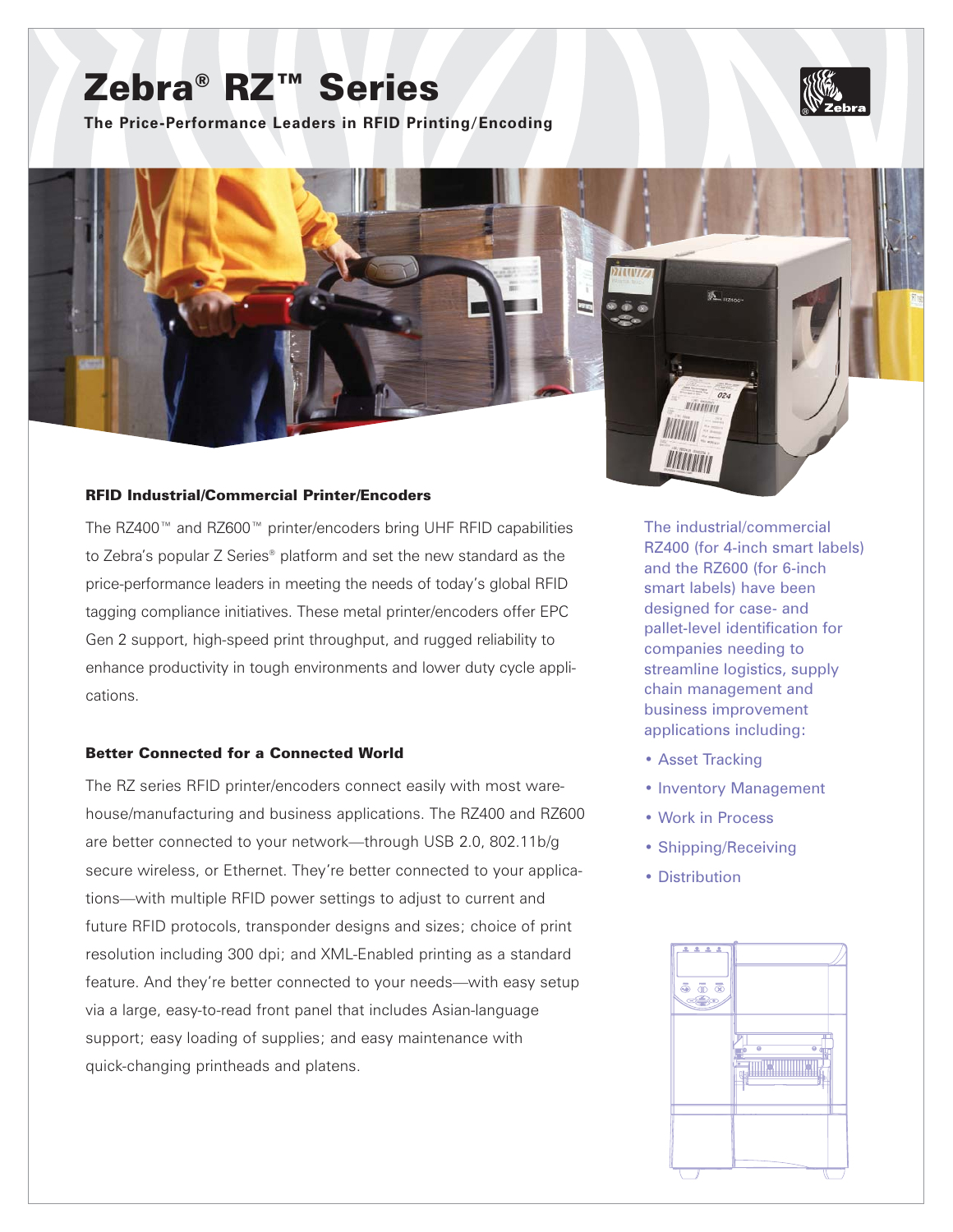# Zebra® RZ™ Series

**The Price-Performance Leaders in RFID Printing/Encoding**

## RFID Industrial/Commercial Printer/Encoders

The RZ400™ and RZ600™ printer/encoders bring UHF RFID capabilities to Zebra's popular Z Series® platform and set the new standard as the price-performance leaders in meeting the needs of today's global RFID tagging compliance initiatives. These metal printer/encoders offer EPC Gen 2 support, high-speed print throughput, and rugged reliability to enhance productivity in tough environments and lower duty cycle applications.

## Better Connected for a Connected World

The RZ series RFID printer/encoders connect easily with most warehouse/manufacturing and business applications. The RZ400 and RZ600 are better connected to your network—through USB 2.0, 802.11b/g secure wireless, or Ethernet. They're better connected to your applications—with multiple RFID power settings to adjust to current and future RFID protocols, transponder designs and sizes; choice of print resolution including 300 dpi; and XML-Enabled printing as a standard feature. And they're better connected to your needs—with easy setup via a large, easy-to-read front panel that includes Asian-language support; easy loading of supplies; and easy maintenance with quick-changing printheads and platens.

The industrial/commercial RZ400 (for 4-inch smart labels) and the RZ600 (for 6-inch smart labels) have been designed for case- and pallet-level identification for companies needing to streamline logistics, supply chain management and business improvement applications including:

- Asset Tracking
- Inventory Management
- Work in Process
- Shipping/Receiving
- Distribution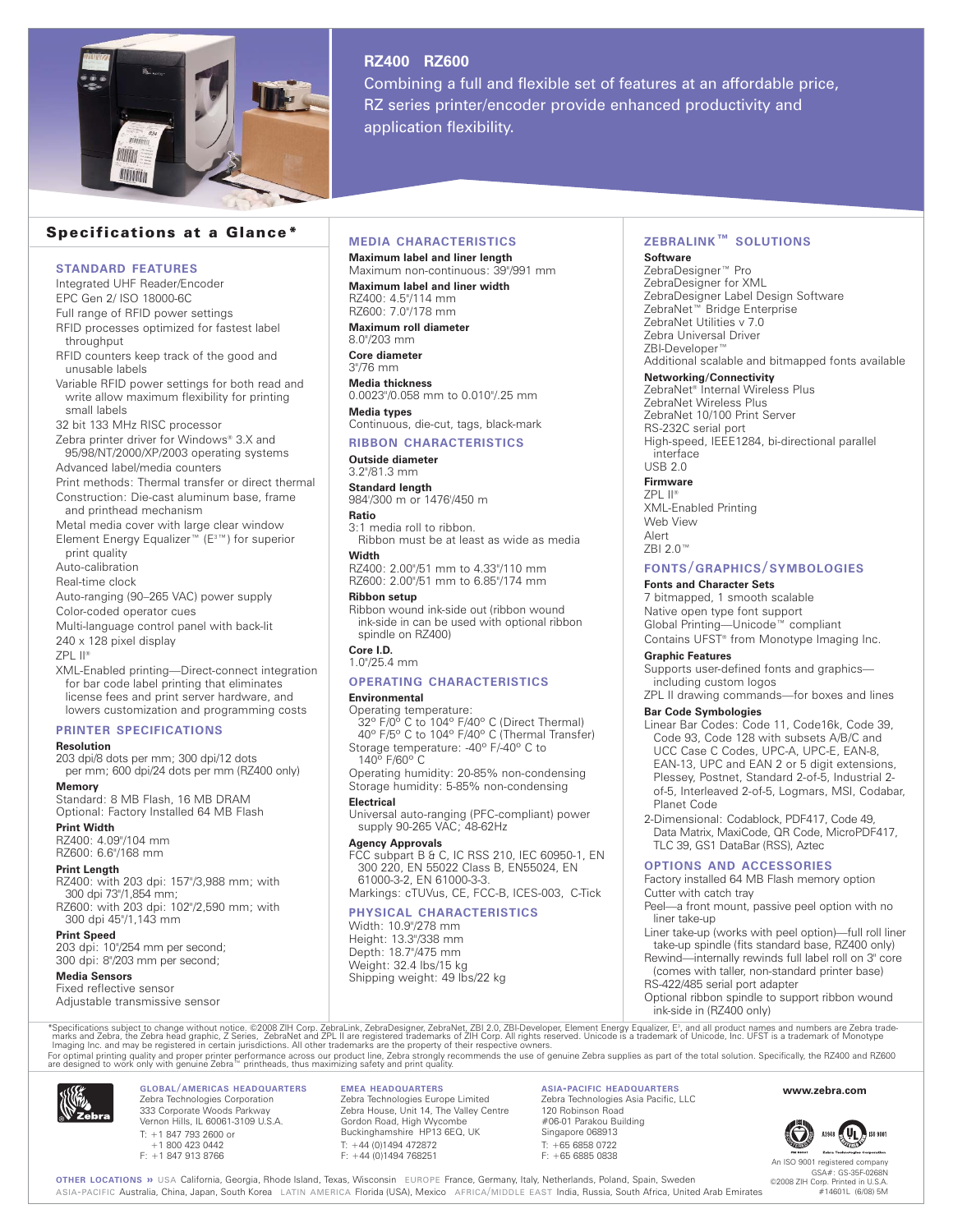## RZ400 RZ600

Combining a full and flexible set of features at an affordable price, RZ series printer/encoder provide enhanced productivity and application flexibility.

## Specifications at a Glance*

### STANDARD FEATURES

- Integrated UHF Reader/Encoder
- EPC Gen 2/ ISO 18000-6C
- Full range of RFID power settings
- RFID processes optimized for fastest label throughput
- RFID counters keep track of the good and unusable labels
- Variable RFID power settings for both read and write allow maximum flexibility for printing small labels
- 32 bit 133 MHz RISC processor
- Zebra printer driver for Windows® 3.X and 95/98/NT/2000/XP/2003 operating systems
- Advanced label/media counters
- Print methods: Thermal transfer or direct thermal
- Construction: Die-cast aluminum base, frame and printhead mechanism
- Metal media cover with large clear window
- Element Energy Equalizer™ (E³™) for superior print quality
- Auto-calibration
- Real-time clock
- Auto-ranging (90–265 VAC) power supply
- Color-coded operator cues
- Multi-language control panel with back-lit 240 x 128 pixel display
- ZPL II®
- XML-Enabled printing—Direct-connect integration for bar code label printing that eliminates license fees and print server hardware, and lowers customization and programming costs

### PRINTER SPECIFICATIONS

**Resolution**
203 dpi/8 dots per mm; 300 dpi/12 dots per mm; 600 dpi/24 dots per mm (RZ400 only)

**Memory**
Standard: 8 MB Flash, 16 MB DRAM
Optional: Factory Installed 64 MB Flash

**Print Width**
RZ400: 4.09"/104 mm
RZ600: 6.6"/168 mm

**Print Length**
RZ400: with 203 dpi: 157"/3,988 mm; with 300 dpi 73"/1,854 mm;
RZ600: with 203 dpi: 102"/2,590 mm; with 300 dpi 45"/1,143 mm

**Print Speed**
203 dpi: 10"/254 mm per second;
300 dpi: 8"/203 mm per second;

**Media Sensors**
Fixed reflective sensor
Adjustable transmissive sensor

### MEDIA CHARACTERISTICS

**Maximum label and liner length**
Maximum non-continuous: 39"/991 mm

**Maximum label and liner width**
RZ400: 4.5"/114 mm
RZ600: 7.0"/178 mm

**Maximum roll diameter**
8.0"/203 mm

**Core diameter**
3"/76 mm

**Media thickness**
0.0023"/0.058 mm to 0.010"/.25 mm

**Media types**
Continuous, die-cut, tags, black-mark

### RIBBON CHARACTERISTICS

**Outside diameter**
3.2"/81.3 mm

**Standard length**
984'/300 m or 1476'/450 m

**Ratio**
3:1 media roll to ribbon.
Ribbon must be at least as wide as media

**Width**
RZ400: 2.00"/51 mm to 4.33"/110 mm
RZ600: 2.00"/51 mm to 6.85"/174 mm

**Ribbon setup**
Ribbon wound ink-side out (ribbon wound ink-side in can be used with optional ribbon spindle on RZ400)

**Core I.D.**
1.0"/25.4 mm

### OPERATING CHARACTERISTICS

**Environmental**
Operating temperature:
32° F/0° C to 104° F/40° C (Direct Thermal)
40° F/5° C to 104° F/40° C (Thermal Transfer)
Storage temperature: -40° F/-40° C to 140° F/60° C
Operating humidity: 20-85% non-condensing
Storage humidity: 5-85% non-condensing

**Electrical**
Universal auto-ranging (PFC-compliant) power supply 90-265 VAC; 48-62Hz

**Agency Approvals**
FCC subpart B & C, IC RSS 210, IEC 60950-1, EN 300 220, EN 55022 Class B, EN55024, EN 61000-3-2, EN 61000-3-3.
Markings: cTUVus, CE, FCC-B, ICES-003, C-Tick

### PHYSICAL CHARACTERISTICS

Width: 10.9"/278 mm
Height: 13.3"/338 mm
Depth: 18.7"/475 mm
Weight: 32.4 lbs/15 kg
Shipping weight: 49 lbs/22 kg

### ZEBRALINK™ SOLUTIONS

**Software**
ZebraDesigner™ Pro
ZebraDesigner for XML
ZebraDesigner Label Design Software
ZebraNet™ Bridge Enterprise
ZebraNet Utilities v 7.0
Zebra Universal Driver
ZBI-Developer™
Additional scalable and bitmapped fonts available

**Networking/Connectivity**
ZebraNet® Internal Wireless Plus
ZebraNet Wireless Plus
ZebraNet 10/100 Print Server
RS-232C serial port
High-speed, IEEE1284, bi-directional parallel interface
USB 2.0

**Firmware**
ZPL II®
XML-Enabled Printing
Web View
Alert
ZBI 2.0™

### FONTS/GRAPHICS/SYMBOLOGIES

**Fonts and Character Sets**
7 bitmapped, 1 smooth scalable
Native open type font support
Global Printing—Unicode™ compliant
Contains UFST® from Monotype Imaging Inc.

**Graphic Features**
Supports user-defined fonts and graphics—including custom logos
ZPL II drawing commands—for boxes and lines

**Bar Code Symbologies**
Linear Bar Codes: Code 11, Code16k, Code 39, Code 93, Code 128 with subsets A/B/C and UCC Case C Codes, UPC-A, UPC-E, EAN-8, EAN-13, UPC and EAN 2 or 5 digit extensions, Plessey, Postnet, Standard 2-of-5, Industrial 2-of-5, Interleaved 2-of-5, Logmars, MSI, Codabar, Planet Code
2-Dimensional: Codablock, PDF417, Code 49, Data Matrix, MaxiCode, QR Code, MicroPDF417, TLC 39, GS1 DataBar (RSS), Aztec

### OPTIONS AND ACCESSORIES

- Factory installed 64 MB Flash memory option
- Cutter with catch tray
- Peel—a front mount, passive peel option with no liner take-up
- Liner take-up (works with peel option)—full roll liner take-up spindle (fits standard base, RZ400 only)
- Rewind—internally rewinds full label roll on 3" core (comes with taller, non-standard printer base)
- RS-422/485 serial port adapter
- Optional ribbon spindle to support ribbon wound ink-side in (RZ400 only)

*Specifications subject to change without notice. ©2008 ZIH Corp. ZebraLink, ZebraDesigner, ZebraNet, ZBI 2.0, ZBI-Developer, Element Energy Equalizer, E³, and all product names and numbers are Zebra trademarks and Zebra, the Zebra head graphic, Z Series, ZebraNet and ZPL II are registered trademarks of ZIH Corp. All rights reserved. Unicode is a trademark of Unicode, Inc. UFST is a trademark of Monotype Imaging Inc. and may be registered in certain jurisdictions. All other trademarks are the property of their respective owners.
For optimal printing quality and proper printer performance across our product line, Zebra strongly recommends the use of genuine Zebra supplies as part of the total solution. Specifically, the RZ400 and RZ600 are designed to work only with genuine Zebra™ printheads, thus maximizing safety and print quality.

**GLOBAL/AMERICAS HEADQUARTERS**
Zebra Technologies Corporation
333 Corporate Woods Parkway
Vernon Hills, IL 60061-3109 U.S.A.
T: +1 847 793 2600 or +1 800 423 0442
F: +1 847 913 8766

**EMEA HEADQUARTERS**
Zebra Technologies Europe Limited
Zebra House, Unit 14, The Valley Centre
Gordon Road, High Wycombe
Buckinghamshire HP13 6EQ, UK
T: +44 (0)1494 472872
F: +44 (0)1494 768251

**ASIA-PACIFIC HEADQUARTERS**
Zebra Technologies Asia Pacific, LLC
120 Robinson Road
#06-01 Parakou Building
Singapore 068913
T: +65 6858 0722
F: +65 6885 0838

www.zebra.com

An ISO 9001 registered company
GSA#: GS-35F-0268N
©2008 ZIH Corp. Printed in U.S.A.
#14601L (6/08) 5M

**OTHER LOCATIONS** » USA California, Georgia, Rhode Island, Texas, Wisconsin EUROPE France, Germany, Italy, Netherlands, Poland, Spain, Sweden ASIA-PACIFIC Australia, China, Japan, South Korea LATIN AMERICA Florida (USA), Mexico AFRICA/MIDDLE EAST India, Russia, South Africa, United Arab Emirates